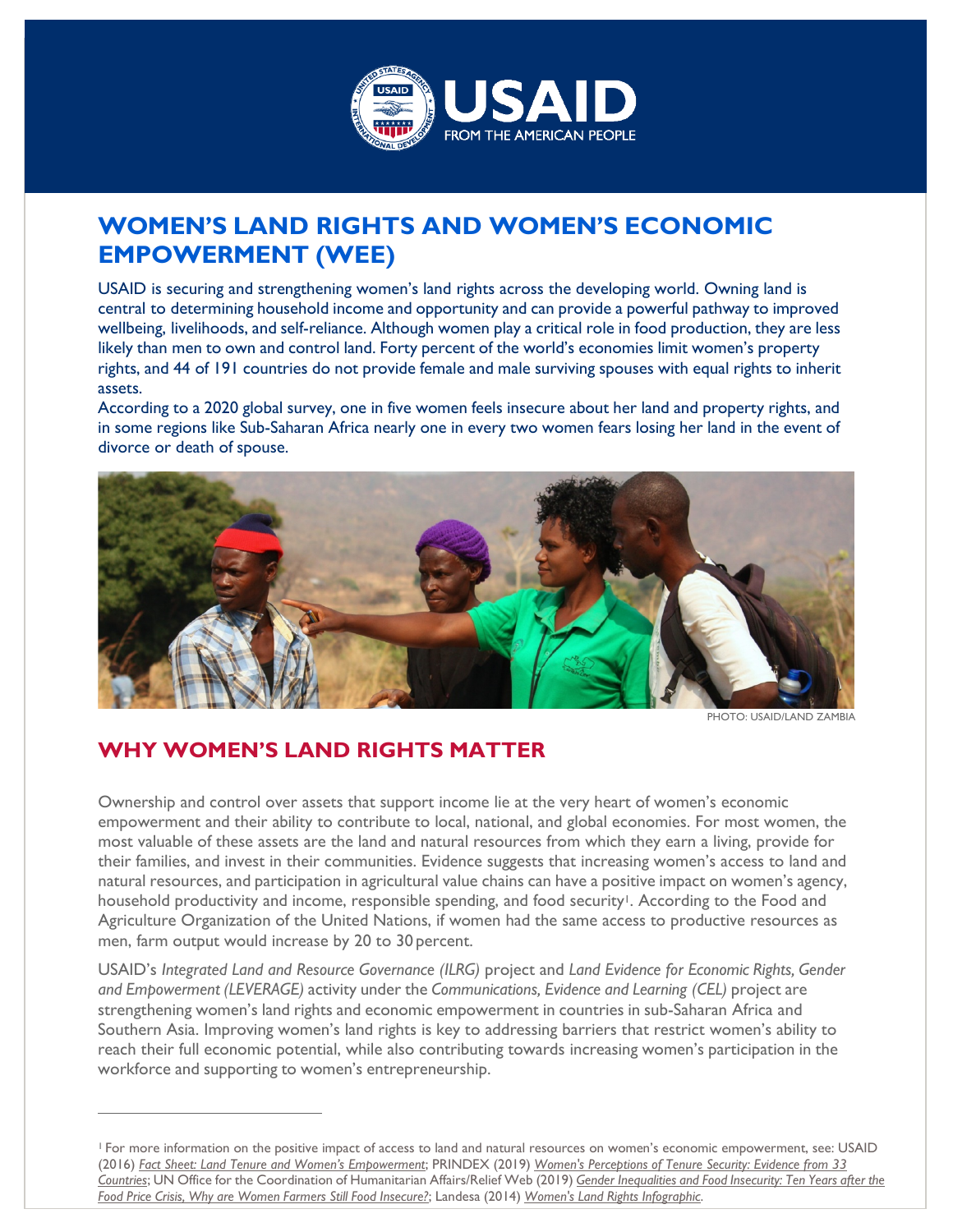# WOMEN'S LAND RIGHTS AND WOMEN'S ECONOMIC EMPOWERMENT (WEE)

USAID is securing and strengthening women's land rights across the developing world. Owning land is central to determining household income and opportunity and can provide a powerful pathway to improved wellbeing, livelihoods, and self-reliance. Although women play a critical role in food production, they are less likely than men to own and control land. Forty percent of the world's economies limit women's property rights, and 44 of 191 countries do not provide female and male surviving spouses with equal rights to inherit assets.

According to a 2020 global survey, one in five women feels insecure about her land and property rights, and in some regions like Sub-Saharan Africa nearly one in every two women fears losing her land in the event of divorce or death of spouse.

PHOTO: USAID/LAND ZAMBIA

## WHY WOMEN'S LAND RIGHTS MATTER

Ownership and control over assets that support income lie at the very heart of women's economic empowerment and their ability to contribute to local, national, and global economies. For most women, the most valuable of these assets are the land and natural resources from which they earn a living, provide for their families, and invest in their communities. Evidence suggests that increasing women's access to land and natural resources, and participation in agricultural value chains can have a positive impact on women's agency, household productivity and income, responsible spending, and food security[1]. According to the Food and Agriculture Organization of the United Nations, if women had the same access to productive resources as men, farm output would increase by 20 to 30 percent.

USAID's *Integrated Land and Resource Governance (ILRG)* project and *Land Evidence for Economic Rights, Gender and Empowerment (LEVERAGE)* activity under the *Communications, Evidence and Learning (CEL)* project are strengthening women's land rights and economic empowerment in countries in sub-Saharan Africa and Southern Asia. Improving women's land rights is key to addressing barriers that restrict women's ability to reach their full economic potential, while also contributing towards increasing women's participation in the workforce and supporting to women's entrepreneurship.

---

[1] For more information on the positive impact of access to land and natural resources on women's economic empowerment, see: USAID (2016) *Fact Sheet: Land Tenure and Women's Empowerment*; PRINDEX (2019) *Women's Perceptions of Tenure Security: Evidence from 33 Countries*; UN Office for the Coordination of Humanitarian Affairs/Relief Web (2019) *Gender Inequalities and Food Insecurity: Ten Years after the Food Price Crisis, Why are Women Farmers Still Food Insecure?*; Landesa (2014) *Women's Land Rights Infographic*.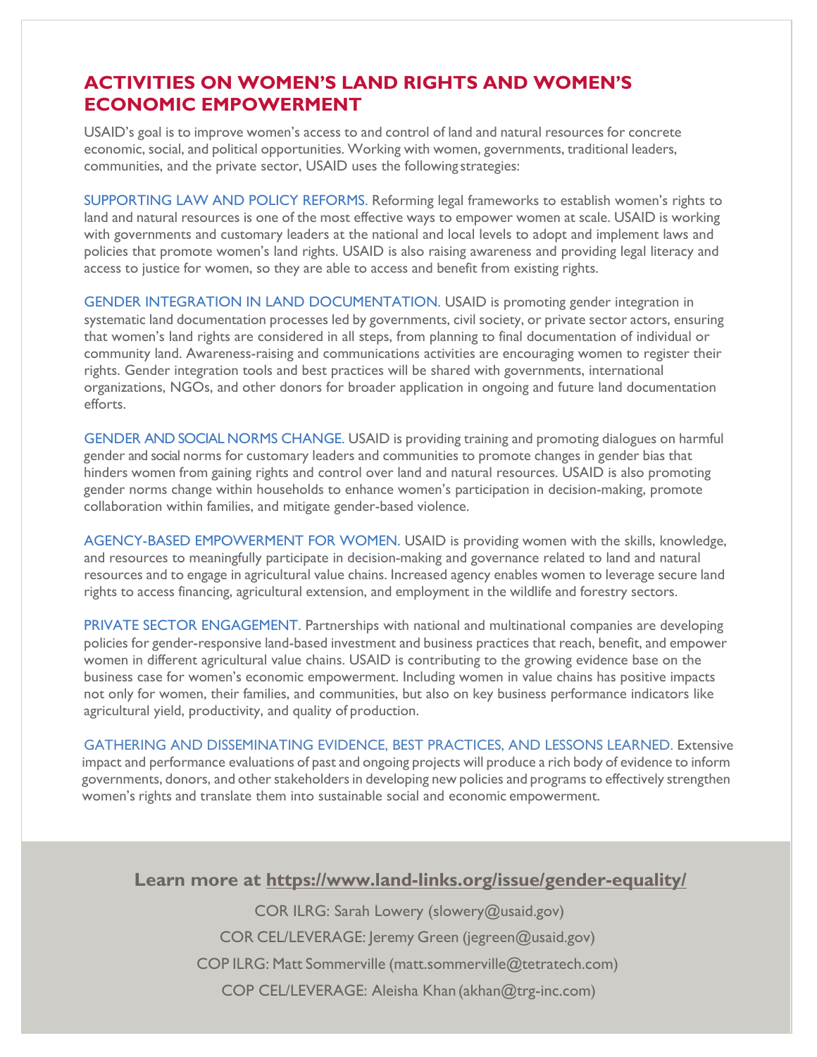# ACTIVITIES ON WOMEN'S LAND RIGHTS AND WOMEN'S ECONOMIC EMPOWERMENT

USAID's goal is to improve women's access to and control of land and natural resources for concrete economic, social, and political opportunities. Working with women, governments, traditional leaders, communities, and the private sector, USAID uses the following strategies:

SUPPORTING LAW AND POLICY REFORMS. Reforming legal frameworks to establish women's rights to land and natural resources is one of the most effective ways to empower women at scale. USAID is working with governments and customary leaders at the national and local levels to adopt and implement laws and policies that promote women's land rights. USAID is also raising awareness and providing legal literacy and access to justice for women, so they are able to access and benefit from existing rights.

GENDER INTEGRATION IN LAND DOCUMENTATION. USAID is promoting gender integration in systematic land documentation processes led by governments, civil society, or private sector actors, ensuring that women's land rights are considered in all steps, from planning to final documentation of individual or community land. Awareness-raising and communications activities are encouraging women to register their rights. Gender integration tools and best practices will be shared with governments, international organizations, NGOs, and other donors for broader application in ongoing and future land documentation efforts.

GENDER AND SOCIAL NORMS CHANGE. USAID is providing training and promoting dialogues on harmful gender and social norms for customary leaders and communities to promote changes in gender bias that hinders women from gaining rights and control over land and natural resources. USAID is also promoting gender norms change within households to enhance women's participation in decision-making, promote collaboration within families, and mitigate gender-based violence.

AGENCY-BASED EMPOWERMENT FOR WOMEN. USAID is providing women with the skills, knowledge, and resources to meaningfully participate in decision-making and governance related to land and natural resources and to engage in agricultural value chains. Increased agency enables women to leverage secure land rights to access financing, agricultural extension, and employment in the wildlife and forestry sectors.

PRIVATE SECTOR ENGAGEMENT. Partnerships with national and multinational companies are developing policies for gender-responsive land-based investment and business practices that reach, benefit, and empower women in different agricultural value chains. USAID is contributing to the growing evidence base on the business case for women's economic empowerment. Including women in value chains has positive impacts not only for women, their families, and communities, but also on key business performance indicators like agricultural yield, productivity, and quality of production.

GATHERING AND DISSEMINATING EVIDENCE, BEST PRACTICES, AND LESSONS LEARNED. Extensive impact and performance evaluations of past and ongoing projects will produce a rich body of evidence to inform governments, donors, and other stakeholders in developing new policies and programs to effectively strengthen women's rights and translate them into sustainable social and economic empowerment.

**Learn more at https://www.land-links.org/issue/gender-equality/**

COR ILRG: Sarah Lowery (slowery@usaid.gov)

COR CEL/LEVERAGE: Jeremy Green (jegreen@usaid.gov)

COP ILRG: Matt Sommerville (matt.sommerville@tetratech.com)

COP CEL/LEVERAGE: Aleisha Khan (akhan@trg-inc.com)